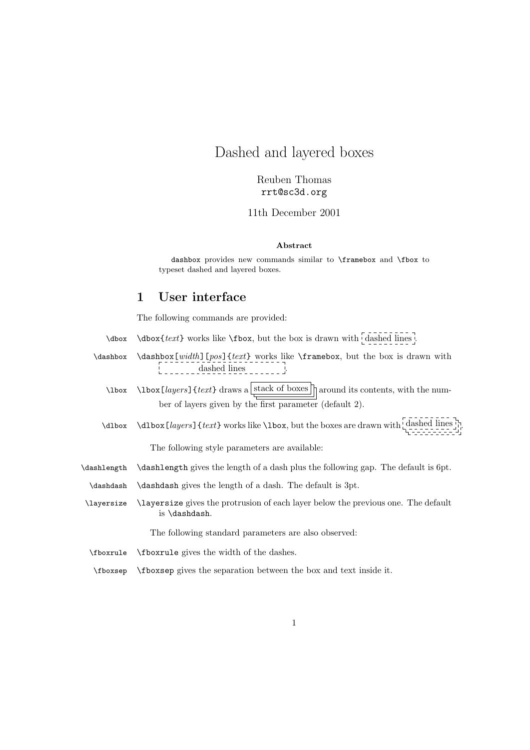# Dashed and layered boxes

Reuben Thomas
`rrt@sc3d.org`

11th December 2001

**Abstract**

`dashbox` provides new commands similar to `\framebox` and `\fbox` to typeset dashed and layered boxes.

## 1 User interface

The following commands are provided:

`\dbox` — `\dbox{`*text*`}` works like `\fbox`, but the box is drawn with dashed lines.

`\dashbox` — `\dashbox[`*width*`][`*pos*`]{`*text*`}` works like `\framebox`, but the box is drawn with dashed lines.

`\lbox` — `\lbox[`*layers*`]{`*text*`}` draws a stack of boxes around its contents, with the number of layers given by the first parameter (default 2).

`\dlbox` — `\dlbox[`*layers*`]{`*text*`}` works like `\lbox`, but the boxes are drawn with dashed lines.

The following style parameters are available:

`\dashlength` — `\dashlength` gives the length of a dash plus the following gap. The default is 6pt.

`\dashdash` — `\dashdash` gives the length of a dash. The default is 3pt.

`\layersize` — `\layersize` gives the protrusion of each layer below the previous one. The default is `\dashdash`.

The following standard parameters are also observed:

`\fboxrule` — `\fboxrule` gives the width of the dashes.

`\fboxsep` — `\fboxsep` gives the separation between the box and text inside it.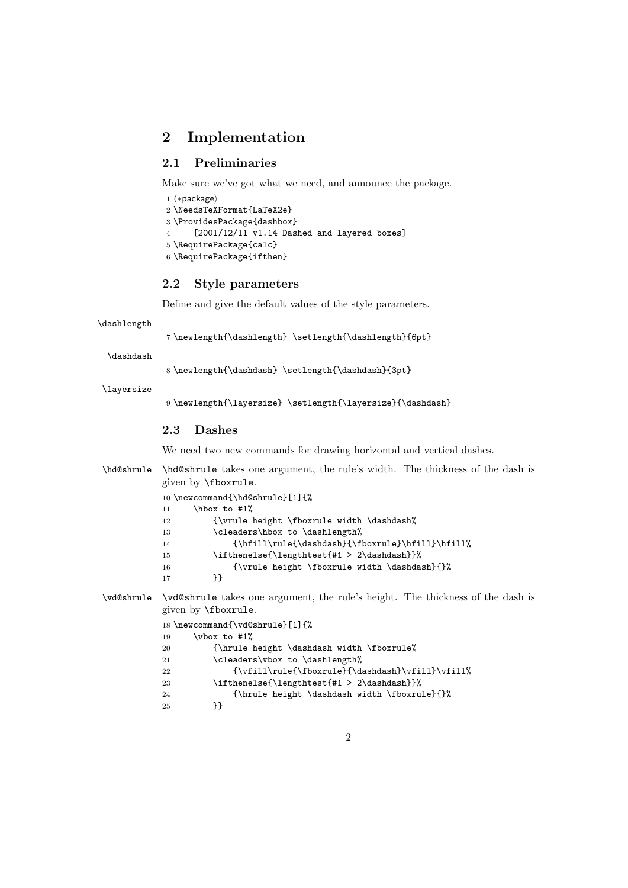# 2 Implementation

## 2.1 Preliminaries

Make sure we've got what we need, and announce the package.

```
1 ⟨*package⟩
2 \NeedsTeXFormat{LaTeX2e}
3 \ProvidesPackage{dashbox}
4     [2001/12/11 v1.14 Dashed and layered boxes]
5 \RequirePackage{calc}
6 \RequirePackage{ifthen}
```

## 2.2 Style parameters

Define and give the default values of the style parameters.

\dashlength

```
7 \newlength{\dashlength} \setlength{\dashlength}{6pt}
```

\dashdash

```
8 \newlength{\dashdash} \setlength{\dashdash}{3pt}
```

\layersize

```
9 \newlength{\layersize} \setlength{\layersize}{\dashdash}
```

## 2.3 Dashes

We need two new commands for drawing horizontal and vertical dashes.

\hd@shrule — `\hd@shrule` takes one argument, the rule's width. The thickness of the dash is given by `\fboxrule`.

```
10 \newcommand{\hd@shrule}[1]{%
11     \hbox to #1%
12         {\vrule height \fboxrule width \dashdash%
13         \cleaders\hbox to \dashlength%
14             {\hfill\rule{\dashdash}{\fboxrule}\hfill}\hfill%
15         \ifthenelse{\lengthtest{#1 > 2\dashdash}}%
16             {\vrule height \fboxrule width \dashdash}{}%
17         }}
```

\vd@shrule — `\vd@shrule` takes one argument, the rule's height. The thickness of the dash is given by `\fboxrule`.

```
18 \newcommand{\vd@shrule}[1]{%
19     \vbox to #1%
20         {\hrule height \dashdash width \fboxrule%
21         \cleaders\vbox to \dashlength%
22             {\vfill\rule{\fboxrule}{\dashdash}\vfill}\vfill%
23         \ifthenelse{\lengthtest{#1 > 2\dashdash}}%
24             {\hrule height \dashdash width \fboxrule}{}%
25         }}
```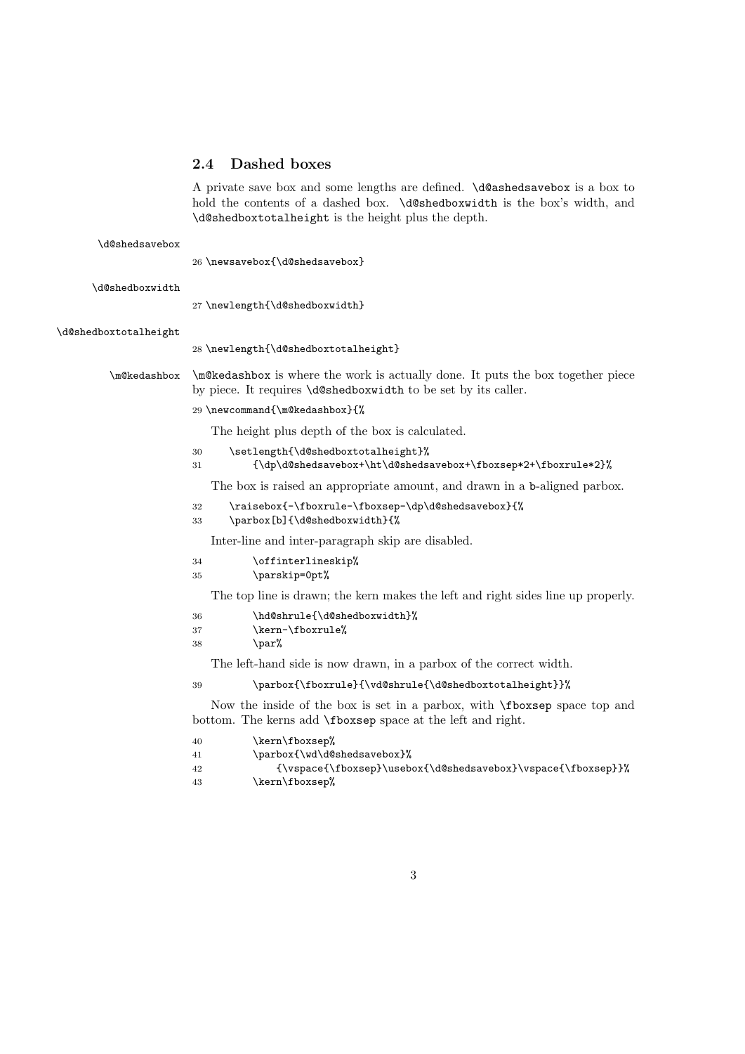### 2.4 Dashed boxes

A private save box and some lengths are defined. `\d@ashedsavebox` is a box to hold the contents of a dashed box. `\d@shedboxwidth` is the box's width, and `\d@shedboxtotalheight` is the height plus the depth.

`\d@shedsavebox`

```
26 \newsavebox{\d@shedsavebox}
```

`\d@shedboxwidth`

```
27 \newlength{\d@shedboxwidth}
```

`\d@shedboxtotalheight`

```
28 \newlength{\d@shedboxtotalheight}
```

`\m@kedashbox` — `\m@kedashbox` is where the work is actually done. It puts the box together piece by piece. It requires `\d@shedboxwidth` to be set by its caller.

```
29 \newcommand{\m@kedashbox}{%
```

The height plus depth of the box is calculated.

```
30     \setlength{\d@shedboxtotalheight}%
31         {\dp\d@shedsavebox+\ht\d@shedsavebox+\fboxsep*2+\fboxrule*2}%
```

The box is raised an appropriate amount, and drawn in a b-aligned parbox.

```
32     \raisebox{-\fboxrule-\fboxsep-\dp\d@shedsavebox}{%
33     \parbox[b]{\d@shedboxwidth}{%
```

Inter-line and inter-paragraph skip are disabled.

```
34         \offinterlineskip%
35         \parskip=0pt%
```

The top line is drawn; the kern makes the left and right sides line up properly.

```
36         \hd@shrule{\d@shedboxwidth}%
37         \kern-\fboxrule%
38         \par%
```

The left-hand side is now drawn, in a parbox of the correct width.

```
39         \parbox{\fboxrule}{\vd@shrule{\d@shedboxtotalheight}}%
```

Now the inside of the box is set in a parbox, with `\fboxsep` space top and bottom. The kerns add `\fboxsep` space at the left and right.

```
40         \kern\fboxsep%
41         \parbox{\wd\d@shedsavebox}%
42             {\vspace{\fboxsep}\usebox{\d@shedsavebox}\vspace{\fboxsep}}%
43         \kern\fboxsep%
```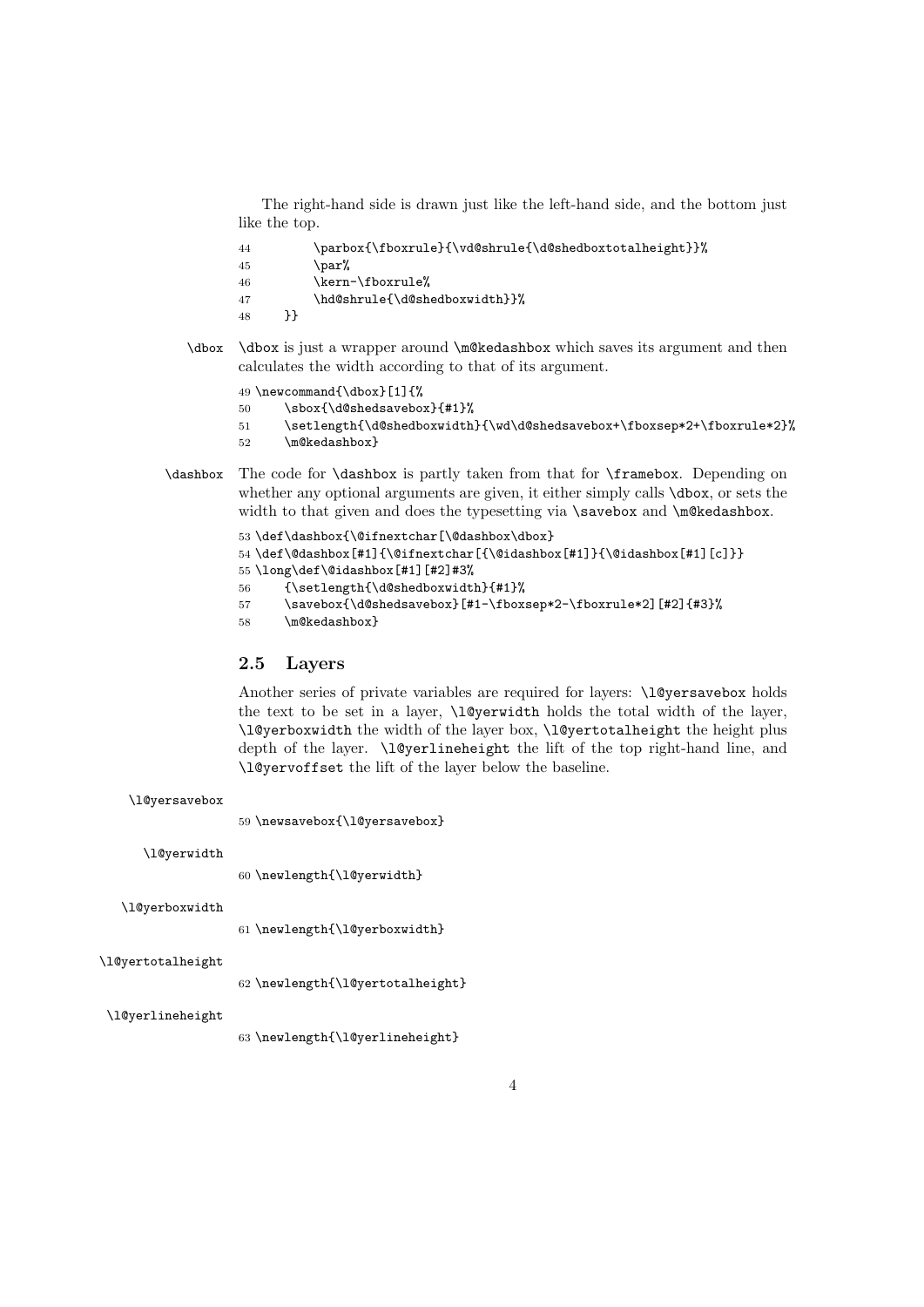The right-hand side is drawn just like the left-hand side, and the bottom just like the top.

```
44         \parbox{\fboxrule}{\vd@shrule{\d@shedboxtotalheight}}%
45         \par%
46         \kern-\fboxrule%
47         \hd@shrule{\d@shedboxwidth}}%
48     }}
```

\dbox — \dbox is just a wrapper around \m@kedashbox which saves its argument and then calculates the width according to that of its argument.

```
49 \newcommand{\dbox}[1]{%
50     \sbox{\d@shedsavebox}{#1}%
51     \setlength{\d@shedboxwidth}{\wd\d@shedsavebox+\fboxsep*2+\fboxrule*2}%
52     \m@kedashbox}
```

\dashbox — The code for \dashbox is partly taken from that for \framebox. Depending on whether any optional arguments are given, it either simply calls \dbox, or sets the width to that given and does the typesetting via \savebox and \m@kedashbox.

```
53 \def\dashbox{\@ifnextchar[\@dashbox\dbox}
54 \def\@dashbox[#1]{\@ifnextchar[{\@idashbox[#1]}{\@idashbox[#1][c]}}
55 \long\def\@idashbox[#1][#2]#3%
56     {\setlength{\d@shedboxwidth}{#1}%
57     \savebox{\d@shedsavebox}[#1-\fboxsep*2-\fboxrule*2][#2]{#3}%
58     \m@kedashbox}
```

## 2.5 Layers

Another series of private variables are required for layers: \l@yersavebox holds the text to be set in a layer, \l@yerwidth holds the total width of the layer, \l@yerboxwidth the width of the layer box, \l@yertotalheight the height plus depth of the layer. \l@yerlineheight the lift of the top right-hand line, and \l@yervoffset the lift of the layer below the baseline.

\l@yersavebox

```
59 \newsavebox{\l@yersavebox}
```

\l@yerwidth

```
60 \newlength{\l@yerwidth}
```

\l@yerboxwidth

```
61 \newlength{\l@yerboxwidth}
```

\l@yertotalheight

```
62 \newlength{\l@yertotalheight}
```

\l@yerlineheight

```
63 \newlength{\l@yerlineheight}
```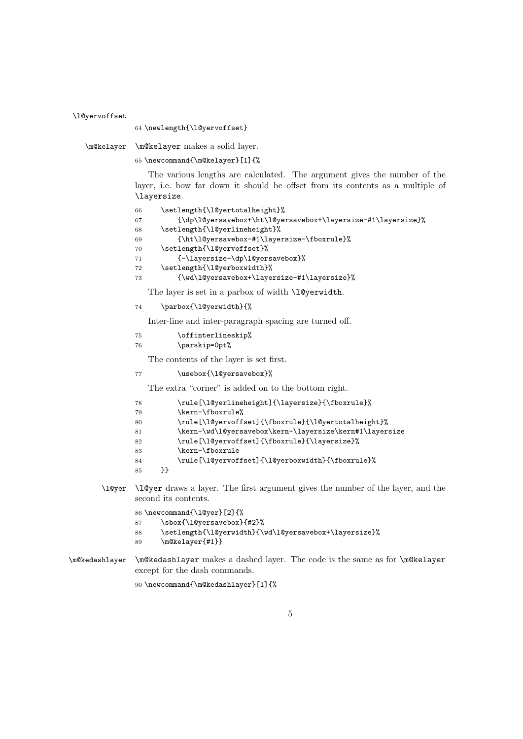\l@yervoffset

```
64 \newlength{\l@yervoffset}
```

\m@kelayer

\m@kelayer makes a solid layer.

```
65 \newcommand{\m@kelayer}[1]{%
```

The various lengths are calculated. The argument gives the number of the layer, i.e. how far down it should be offset from its contents as a multiple of \layersize.

```
66     \setlength{\l@yertotalheight}%
67         {\dp\l@yersavebox+\ht\l@yersavebox+\layersize-#1\layersize}%
68     \setlength{\l@yerlineheight}%
69         {\ht\l@yersavebox-#1\layersize-\fboxrule}%
70     \setlength{\l@yervoffset}%
71         {-\layersize-\dp\l@yersavebox}%
72     \setlength{\l@yerboxwidth}%
73         {\wd\l@yersavebox+\layersize-#1\layersize}%
```

The layer is set in a parbox of width \l@yerwidth.

```
74     \parbox{\l@yerwidth}{%
```

Inter-line and inter-paragraph spacing are turned off.

```
75         \offinterlineskip%
76         \parskip=0pt%
```

The contents of the layer is set first.

```
77         \usebox{\l@yersavebox}%
```

The extra "corner" is added on to the bottom right.

```
78         \rule[\l@yerlineheight]{\layersize}{\fboxrule}%
79         \kern-\fboxrule%
80         \rule[\l@yervoffset]{\fboxrule}{\l@yertotalheight}%
81         \kern-\wd\l@yersavebox\kern-\layersize\kern#1\layersize
82         \rule[\l@yervoffset]{\fboxrule}{\layersize}%
83         \kern-\fboxrule
84         \rule[\l@yervoffset]{\l@yerboxwidth}{\fboxrule}%
85     }}
```

\l@yer

\l@yer draws a layer. The first argument gives the number of the layer, and the second its contents.

```
86 \newcommand{\l@yer}[2]{%
87     \sbox{\l@yersavebox}{#2}%
88     \setlength{\l@yerwidth}{\wd\l@yersavebox+\layersize}%
89     \m@kelayer{#1}}
```

\m@kedashlayer

\m@kedashlayer makes a dashed layer. The code is the same as for \m@kelayer except for the dash commands.

```
90 \newcommand{\m@kedashlayer}[1]{%
```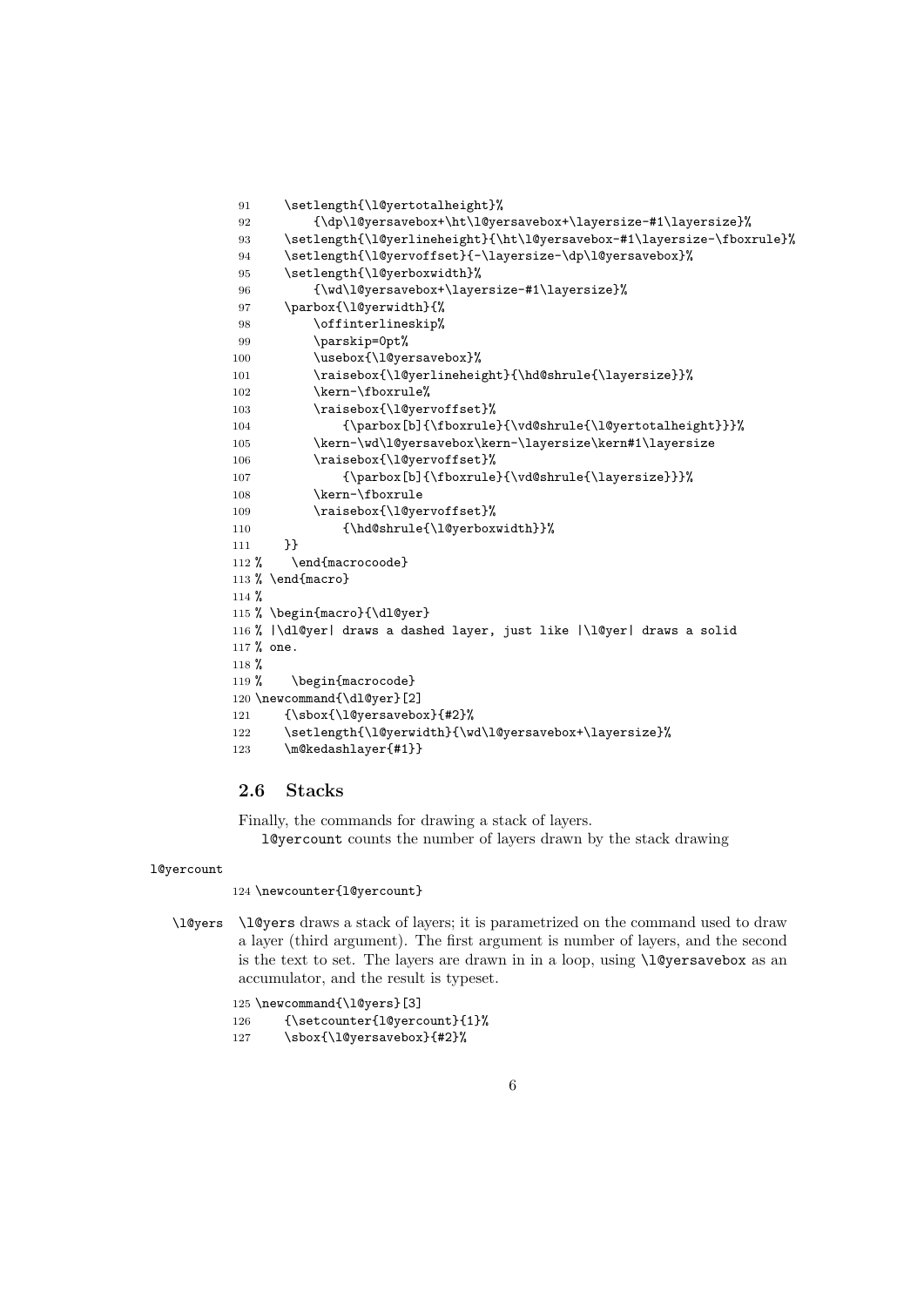```
91     \setlength{\l@yertotalheight}%
92         {\dp\l@yersavebox+\ht\l@yersavebox+\layersize-#1\layersize}%
93     \setlength{\l@yerlineheight}{\ht\l@yersavebox-#1\layersize-\fboxrule}%
94     \setlength{\l@yervoffset}{-\layersize-\dp\l@yersavebox}%
95     \setlength{\l@yerboxwidth}%
96         {\wd\l@yersavebox+\layersize-#1\layersize}%
97     \parbox{\l@yerwidth}{%
98         \offinterlineskip%
99         \parskip=0pt%
100        \usebox{\l@yersavebox}%
101        \raisebox{\l@yerlineheight}{\hd@shrule{\layersize}}%
102        \kern-\fboxrule%
103        \raisebox{\l@yervoffset}%
104            {\parbox[b]{\fboxrule}{\vd@shrule{\l@yertotalheight}}}%
105        \kern-\wd\l@yersavebox\kern-\layersize\kern#1\layersize
106        \raisebox{\l@yervoffset}%
107            {\parbox[b]{\fboxrule}{\vd@shrule{\layersize}}}%
108        \kern-\fboxrule
109        \raisebox{\l@yervoffset}%
110            {\hd@shrule{\l@yerboxwidth}}%
111    }}
112 %    \end{macrocoode}
113 % \end{macro}
114 %
115 % \begin{macro}{\dl@yer}
116 % |\dl@yer| draws a dashed layer, just like |\l@yer| draws a solid
117 % one.
118 %
119 %    \begin{macrocode}
120 \newcommand{\dl@yer}[2]
121     {\sbox{\l@yersavebox}{#2}%
122     \setlength{\l@yerwidth}{\wd\l@yersavebox+\layersize}%
123     \m@kedashlayer{#1}}
```

## 2.6 Stacks

Finally, the commands for drawing a stack of layers.

l@yercount counts the number of layers drawn by the stack drawing

l@yercount

```
124 \newcounter{l@yercount}
```

\l@yers — \l@yers draws a stack of layers; it is parametrized on the command used to draw a layer (third argument). The first argument is number of layers, and the second is the text to set. The layers are drawn in in a loop, using \l@yersavebox as an accumulator, and the result is typeset.

```
125 \newcommand{\l@yers}[3]
126     {\setcounter{l@yercount}{1}%
127     \sbox{\l@yersavebox}{#2}%
```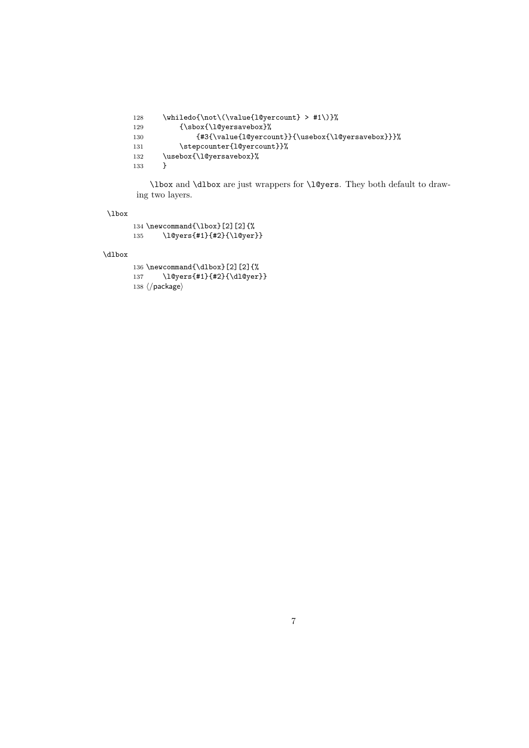```
128     \whiledo{\not\(\value{l@yercount} > #1\)}%
129         {\sbox{\l@yersavebox}%
130             {#3{\value{l@yercount}}{\usebox{\l@yersavebox}}}%
131         \stepcounter{l@yercount}}%
132     \usebox{\l@yersavebox}%
133     }
```

`\lbox` and `\dlbox` are just wrappers for `\l@yers`. They both default to drawing two layers.

`\lbox`

```
134 \newcommand{\lbox}[2][2]{%
135     \l@yers{#1}{#2}{\l@yer}}
```

`\dlbox`

```
136 \newcommand{\dlbox}[2][2]{%
137     \l@yers{#1}{#2}{\dl@yer}}
138 ⟨/package⟩
```